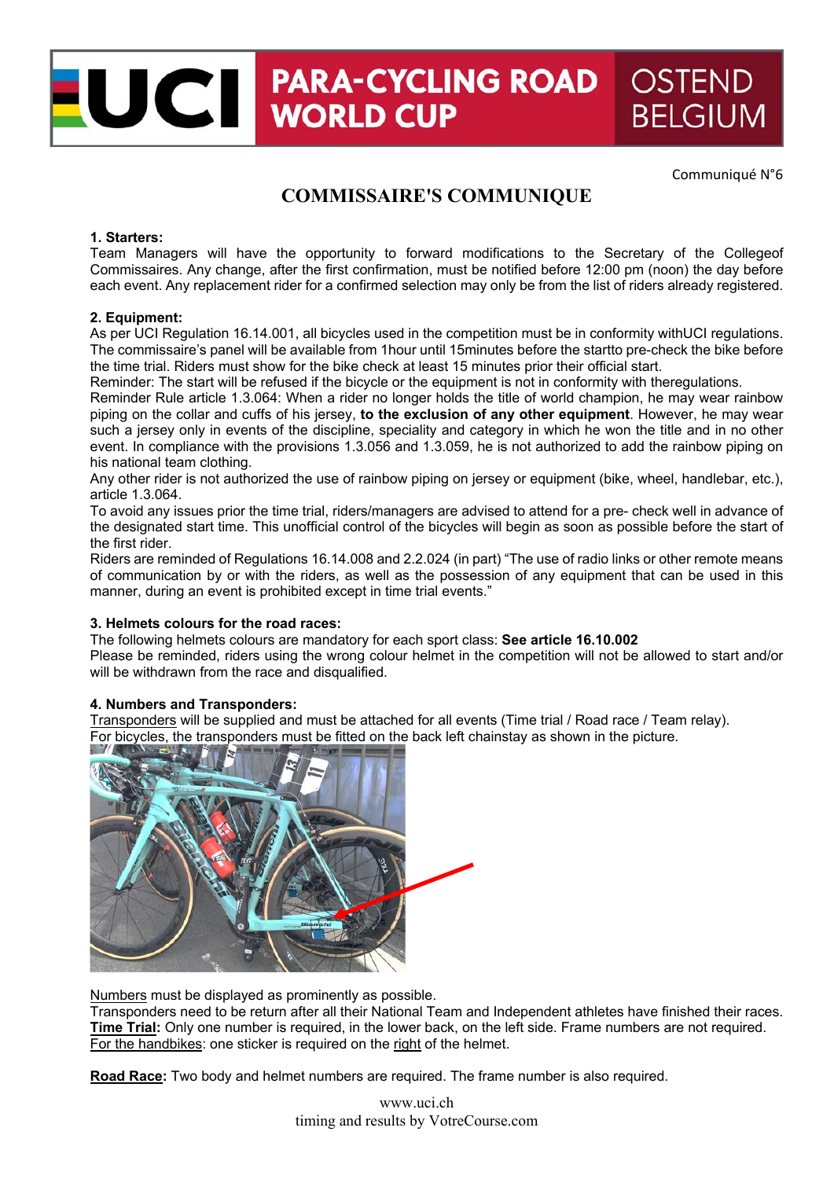# UCI PARA-CYCLING ROAD WORLD CUP OSTEND BELGIUM

Communiqué N°6

## COMMISSAIRE'S COMMUNIQUE

**1. Starters:**

Team Managers will have the opportunity to forward modifications to the Secretary of the Collegeof Commissaires. Any change, after the first confirmation, must be notified before 12:00 pm (noon) the day before each event. Any replacement rider for a confirmed selection may only be from the list of riders already registered.

**2. Equipment:**

As per UCI Regulation 16.14.001, all bicycles used in the competition must be in conformity withUCI regulations. The commissaire's panel will be available from 1hour until 15minutes before the startto pre-check the bike before the time trial. Riders must show for the bike check at least 15 minutes prior their official start.

Reminder: The start will be refused if the bicycle or the equipment is not in conformity with theregulations.

Reminder Rule article 1.3.064: When a rider no longer holds the title of world champion, he may wear rainbow piping on the collar and cuffs of his jersey, **to the exclusion of any other equipment**. However, he may wear such a jersey only in events of the discipline, speciality and category in which he won the title and in no other event. In compliance with the provisions 1.3.056 and 1.3.059, he is not authorized to add the rainbow piping on his national team clothing.

Any other rider is not authorized the use of rainbow piping on jersey or equipment (bike, wheel, handlebar, etc.), article 1.3.064.

To avoid any issues prior the time trial, riders/managers are advised to attend for a pre- check well in advance of the designated start time. This unofficial control of the bicycles will begin as soon as possible before the start of the first rider.

Riders are reminded of Regulations 16.14.008 and 2.2.024 (in part) "The use of radio links or other remote means of communication by or with the riders, as well as the possession of any equipment that can be used in this manner, during an event is prohibited except in time trial events."

**3. Helmets colours for the road races:**

The following helmets colours are mandatory for each sport class: **See article 16.10.002**

Please be reminded, riders using the wrong colour helmet in the competition will not be allowed to start and/or will be withdrawn from the race and disqualified.

**4. Numbers and Transponders:**

Transponders will be supplied and must be attached for all events (Time trial / Road race / Team relay).
For bicycles, the transponders must be fitted on the back left chainstay as shown in the picture.

Numbers must be displayed as prominently as possible.

Transponders need to be return after all their National Team and Independent athletes have finished their races.

**Time Trial:** Only one number is required, in the lower back, on the left side. Frame numbers are not required.

For the handbikes: one sticker is required on the right of the helmet.

**Road Race:** Two body and helmet numbers are required. The frame number is also required.

www.uci.ch
timing and results by VotreCourse.com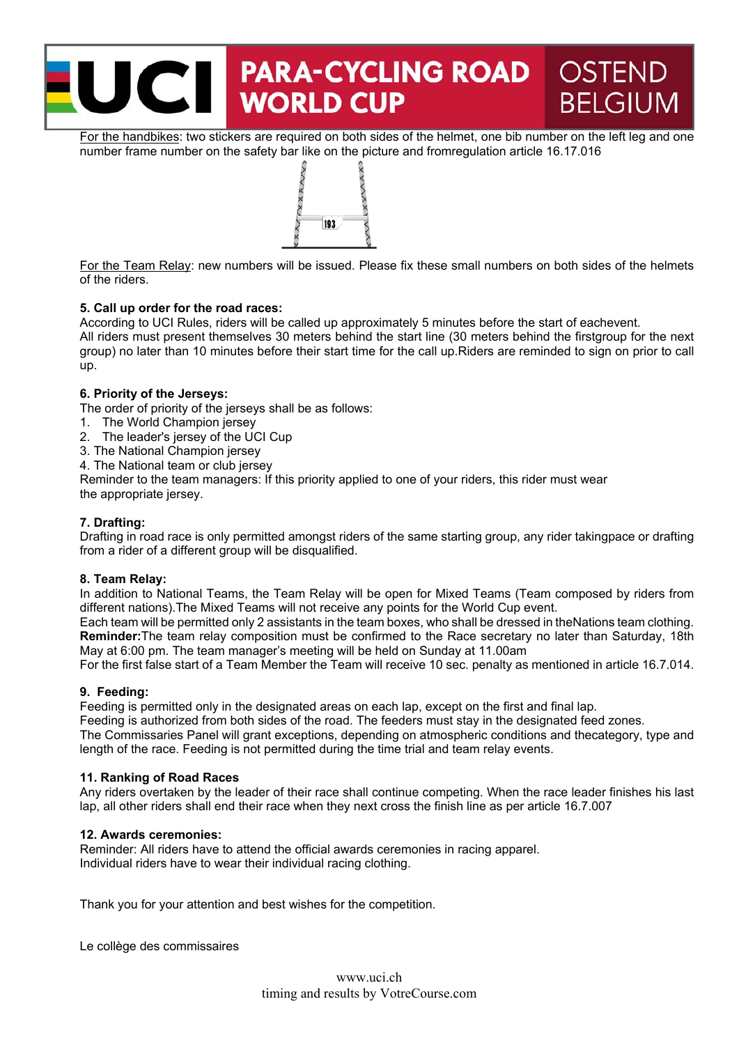For the handbikes: two stickers are required on both sides of the helmet, one bib number on the left leg and one number frame number on the safety bar like on the picture and fromregulation article 16.17.016

For the Team Relay: new numbers will be issued. Please fix these small numbers on both sides of the helmets of the riders.

**5. Call up order for the road races:**

According to UCI Rules, riders will be called up approximately 5 minutes before the start of eachevent.
All riders must present themselves 30 meters behind the start line (30 meters behind the firstgroup for the next group) no later than 10 minutes before their start time for the call up.Riders are reminded to sign on prior to call up.

**6. Priority of the Jerseys:**

The order of priority of the jerseys shall be as follows:

1. The World Champion jersey
2. The leader's jersey of the UCI Cup
3. The National Champion jersey
4. The National team or club jersey

Reminder to the team managers: If this priority applied to one of your riders, this rider must wear the appropriate jersey.

**7. Drafting:**

Drafting in road race is only permitted amongst riders of the same starting group, any rider takingpace or drafting from a rider of a different group will be disqualified.

**8. Team Relay:**

In addition to National Teams, the Team Relay will be open for Mixed Teams (Team composed by riders from different nations).The Mixed Teams will not receive any points for the World Cup event.
Each team will be permitted only 2 assistants in the team boxes, who shall be dressed in theNations team clothing.
**Reminder:**The team relay composition must be confirmed to the Race secretary no later than Saturday, 18th May at 6:00 pm. The team manager's meeting will be held on Sunday at 11.00am
For the first false start of a Team Member the Team will receive 10 sec. penalty as mentioned in article 16.7.014.

**9. Feeding:**

Feeding is permitted only in the designated areas on each lap, except on the first and final lap.
Feeding is authorized from both sides of the road. The feeders must stay in the designated feed zones.
The Commissaries Panel will grant exceptions, depending on atmospheric conditions and thecategory, type and length of the race. Feeding is not permitted during the time trial and team relay events.

**11. Ranking of Road Races**

Any riders overtaken by the leader of their race shall continue competing. When the race leader finishes his last lap, all other riders shall end their race when they next cross the finish line as per article 16.7.007

**12. Awards ceremonies:**

Reminder: All riders have to attend the official awards ceremonies in racing apparel.
Individual riders have to wear their individual racing clothing.

Thank you for your attention and best wishes for the competition.

Le collège des commissaires

www.uci.ch
timing and results by VotreCourse.com